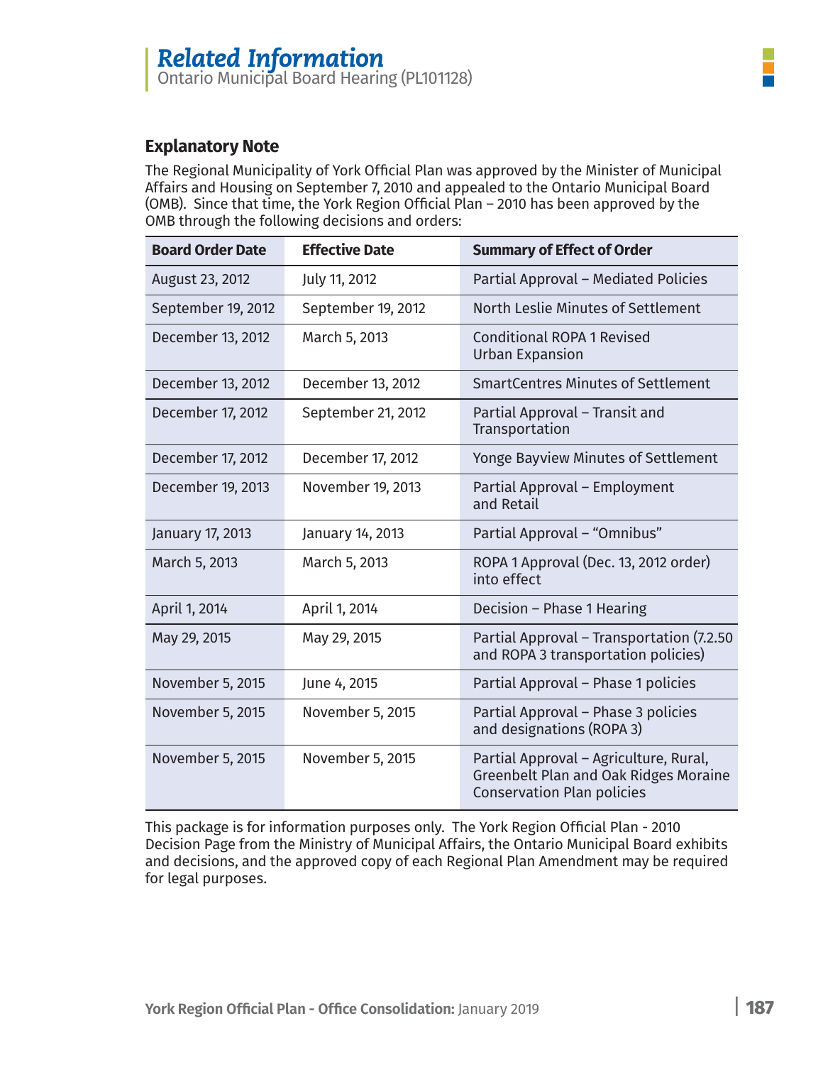# Related Information

Ontario Municipal Board Hearing (PL101128)

## Explanatory Note

The Regional Municipality of York Official Plan was approved by the Minister of Municipal Affairs and Housing on September 7, 2010 and appealed to the Ontario Municipal Board (OMB). Since that time, the York Region Official Plan – 2010 has been approved by the OMB through the following decisions and orders:

| Board Order Date | Effective Date | Summary of Effect of Order |
|---|---|---|
| August 23, 2012 | July 11, 2012 | Partial Approval – Mediated Policies |
| September 19, 2012 | September 19, 2012 | North Leslie Minutes of Settlement |
| December 13, 2012 | March 5, 2013 | Conditional ROPA 1 Revised Urban Expansion |
| December 13, 2012 | December 13, 2012 | SmartCentres Minutes of Settlement |
| December 17, 2012 | September 21, 2012 | Partial Approval – Transit and Transportation |
| December 17, 2012 | December 17, 2012 | Yonge Bayview Minutes of Settlement |
| December 19, 2013 | November 19, 2013 | Partial Approval – Employment and Retail |
| January 17, 2013 | January 14, 2013 | Partial Approval – "Omnibus" |
| March 5, 2013 | March 5, 2013 | ROPA 1 Approval (Dec. 13, 2012 order) into effect |
| April 1, 2014 | April 1, 2014 | Decision – Phase 1 Hearing |
| May 29, 2015 | May 29, 2015 | Partial Approval – Transportation (7.2.50 and ROPA 3 transportation policies) |
| November 5, 2015 | June 4, 2015 | Partial Approval – Phase 1 policies |
| November 5, 2015 | November 5, 2015 | Partial Approval – Phase 3 policies and designations (ROPA 3) |
| November 5, 2015 | November 5, 2015 | Partial Approval – Agriculture, Rural, Greenbelt Plan and Oak Ridges Moraine Conservation Plan policies |

This package is for information purposes only. The York Region Official Plan - 2010 Decision Page from the Ministry of Municipal Affairs, the Ontario Municipal Board exhibits and decisions, and the approved copy of each Regional Plan Amendment may be required for legal purposes.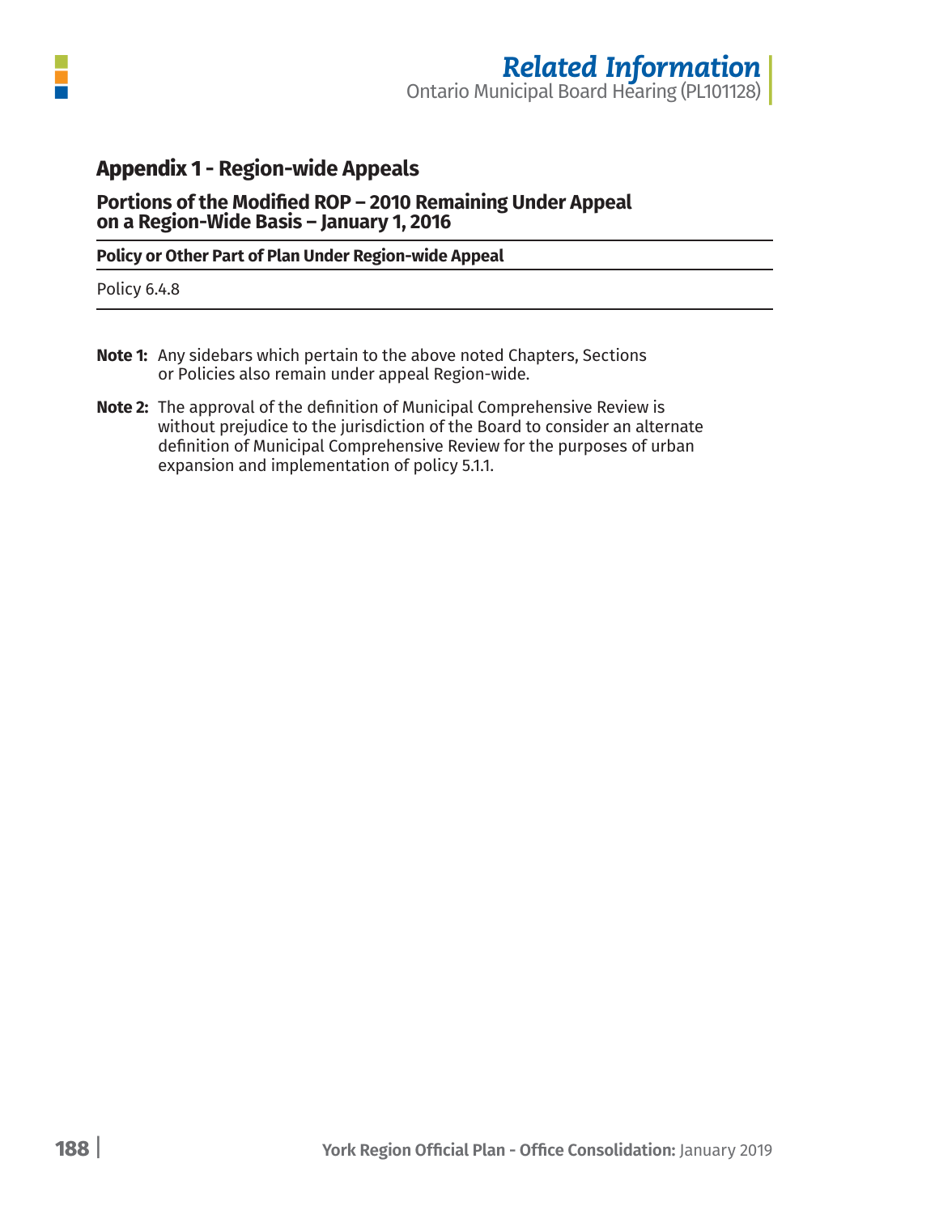## Appendix 1 - Region-wide Appeals

### Portions of the Modified ROP – 2010 Remaining Under Appeal on a Region-Wide Basis – January 1, 2016

| Policy or Other Part of Plan Under Region-wide Appeal |
| --- |
| Policy 6.4.8 |

**Note 1:** Any sidebars which pertain to the above noted Chapters, Sections or Policies also remain under appeal Region-wide.

**Note 2:** The approval of the definition of Municipal Comprehensive Review is without prejudice to the jurisdiction of the Board to consider an alternate definition of Municipal Comprehensive Review for the purposes of urban expansion and implementation of policy 5.1.1.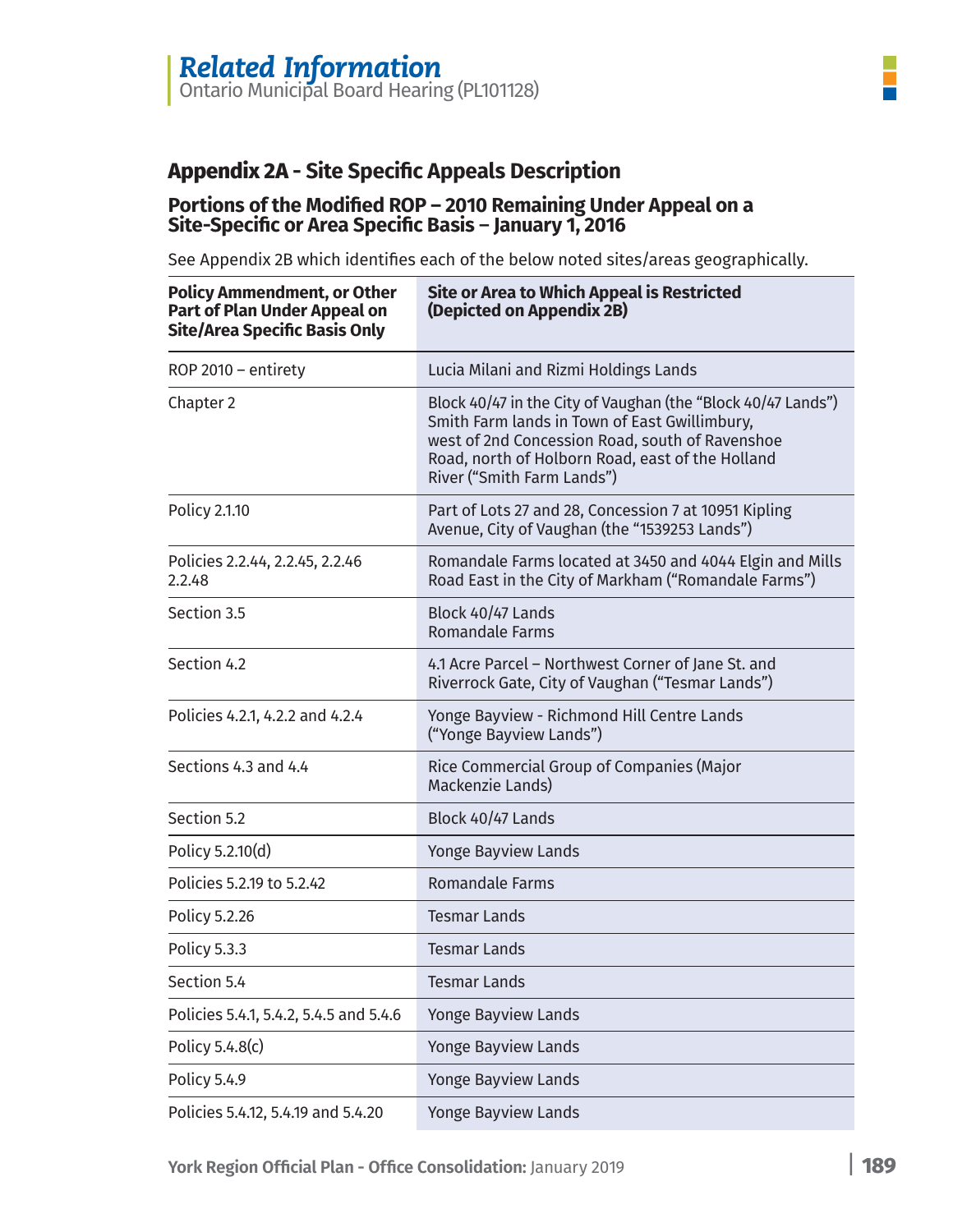## Appendix 2A - Site Specific Appeals Description

### Portions of the Modified ROP – 2010 Remaining Under Appeal on a Site-Specific or Area Specific Basis – January 1, 2016

See Appendix 2B which identifies each of the below noted sites/areas geographically.

| Policy Ammendment, or Other Part of Plan Under Appeal on Site/Area Specific Basis Only | Site or Area to Which Appeal is Restricted (Depicted on Appendix 2B) |
|---|---|
| ROP 2010 – entirety | Lucia Milani and Rizmi Holdings Lands |
| Chapter 2 | Block 40/47 in the City of Vaughan (the "Block 40/47 Lands") Smith Farm lands in Town of East Gwillimbury, west of 2nd Concession Road, south of Ravenshoe Road, north of Holborn Road, east of the Holland River ("Smith Farm Lands") |
| Policy 2.1.10 | Part of Lots 27 and 28, Concession 7 at 10951 Kipling Avenue, City of Vaughan (the "1539253 Lands") |
| Policies 2.2.44, 2.2.45, 2.2.46 2.2.48 | Romandale Farms located at 3450 and 4044 Elgin and Mills Road East in the City of Markham ("Romandale Farms") |
| Section 3.5 | Block 40/47 Lands<br>Romandale Farms |
| Section 4.2 | 4.1 Acre Parcel – Northwest Corner of Jane St. and Riverrock Gate, City of Vaughan ("Tesmar Lands") |
| Policies 4.2.1, 4.2.2 and 4.2.4 | Yonge Bayview - Richmond Hill Centre Lands ("Yonge Bayview Lands") |
| Sections 4.3 and 4.4 | Rice Commercial Group of Companies (Major Mackenzie Lands) |
| Section 5.2 | Block 40/47 Lands |
| Policy 5.2.10(d) | Yonge Bayview Lands |
| Policies 5.2.19 to 5.2.42 | Romandale Farms |
| Policy 5.2.26 | Tesmar Lands |
| Policy 5.3.3 | Tesmar Lands |
| Section 5.4 | Tesmar Lands |
| Policies 5.4.1, 5.4.2, 5.4.5 and 5.4.6 | Yonge Bayview Lands |
| Policy 5.4.8(c) | Yonge Bayview Lands |
| Policy 5.4.9 | Yonge Bayview Lands |
| Policies 5.4.12, 5.4.19 and 5.4.20 | Yonge Bayview Lands |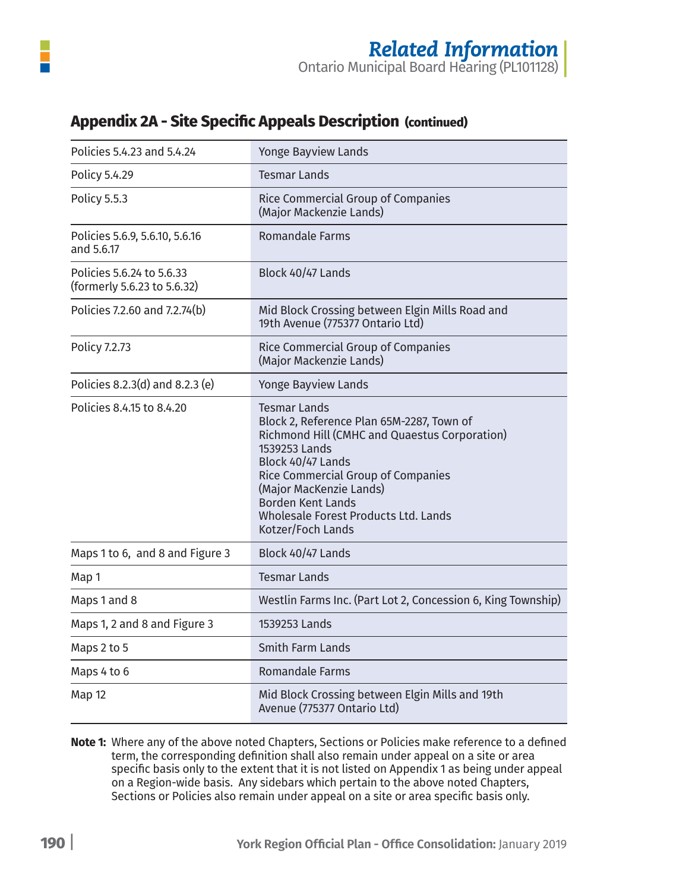## Appendix 2A - Site Specific Appeals Description (continued)

| | |
|---|---|
| Policies 5.4.23 and 5.4.24 | Yonge Bayview Lands |
| Policy 5.4.29 | Tesmar Lands |
| Policy 5.5.3 | Rice Commercial Group of Companies (Major Mackenzie Lands) |
| Policies 5.6.9, 5.6.10, 5.6.16 and 5.6.17 | Romandale Farms |
| Policies 5.6.24 to 5.6.33 (formerly 5.6.23 to 5.6.32) | Block 40/47 Lands |
| Policies 7.2.60 and 7.2.74(b) | Mid Block Crossing between Elgin Mills Road and 19th Avenue (775377 Ontario Ltd) |
| Policy 7.2.73 | Rice Commercial Group of Companies (Major Mackenzie Lands) |
| Policies 8.2.3(d) and 8.2.3 (e) | Yonge Bayview Lands |
| Policies 8.4.15 to 8.4.20 | Tesmar Lands<br>Block 2, Reference Plan 65M-2287, Town of Richmond Hill (CMHC and Quaestus Corporation)<br>1539253 Lands<br>Block 40/47 Lands<br>Rice Commercial Group of Companies (Major MacKenzie Lands)<br>Borden Kent Lands<br>Wholesale Forest Products Ltd. Lands<br>Kotzer/Foch Lands |
| Maps 1 to 6, and 8 and Figure 3 | Block 40/47 Lands |
| Map 1 | Tesmar Lands |
| Maps 1 and 8 | Westlin Farms Inc. (Part Lot 2, Concession 6, King Township) |
| Maps 1, 2 and 8 and Figure 3 | 1539253 Lands |
| Maps 2 to 5 | Smith Farm Lands |
| Maps 4 to 6 | Romandale Farms |
| Map 12 | Mid Block Crossing between Elgin Mills and 19th Avenue (775377 Ontario Ltd) |

**Note 1:** Where any of the above noted Chapters, Sections or Policies make reference to a defined term, the corresponding definition shall also remain under appeal on a site or area specific basis only to the extent that it is not listed on Appendix 1 as being under appeal on a Region-wide basis. Any sidebars which pertain to the above noted Chapters, Sections or Policies also remain under appeal on a site or area specific basis only.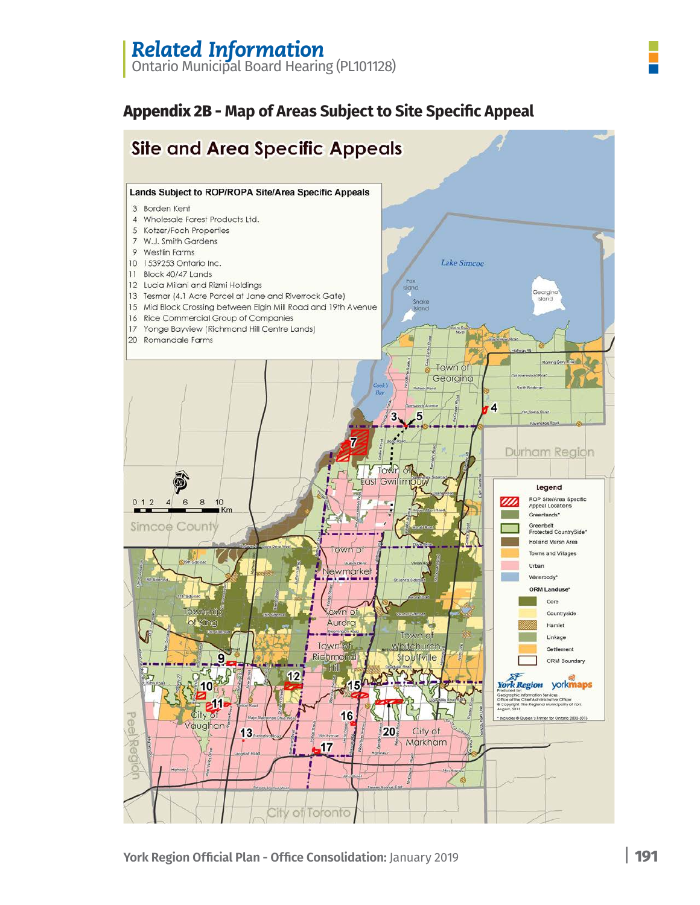# Related Information
Ontario Municipal Board Hearing (PL101128)

## Appendix 2B - Map of Areas Subject to Site Specific Appeal

Site and Area Specific Appeals

**Lands Subject to ROP/ROPA Site/Area Specific Appeals**

3 Borden Kent
4 Wholesale Forest Products Ltd.
5 Kotzer/Foch Properties
7 W.J. Smith Gardens
9 Westlin Farms
10 1539253 Ontario Inc.
11 Block 40/47 Lands
12 Lucia Milani and Rizmi Holdings
13 Tesmar (4.1 Acre Parcel at Jane and Riverrock Gate)
15 Mid Block Crossing between Elgin Mill Road and 19th Avenue
16 Rice Commercial Group of Companies
17 Yonge Bayview (Richmond Hill Centre Lands)
20 Romandale Farms

Legend
ROP Site/Area Specific Appeal Locations
Greenlands*
Greenbelt Protected CountrySide*
Holland Marsh Area
Towns and Villages
Urban
Waterbody*
ORM Landuse*
Core
Countryside
Hamlet
Linkage
Settlement
ORM Boundary

York Region yorkmaps
Produced by: Geographic Information Services Office of the Chief Administrative Officer
© Copyright, The Regional Municipality of York August, 2015
* Includes © Queen's Printer for Ontario 2003-2015

0 1 2 4 6 8 10 Km

Lake Simcoe
Town of Georgina
Town of East Gwillimbury
Town of Newmarket
Town of Aurora
Township of King
Town of Richmond Hill
Town of Whitchurch-Stouffville
City of Vaughan
City of Markham
Durham Region
Simcoe County
Peel Region
City of Toronto